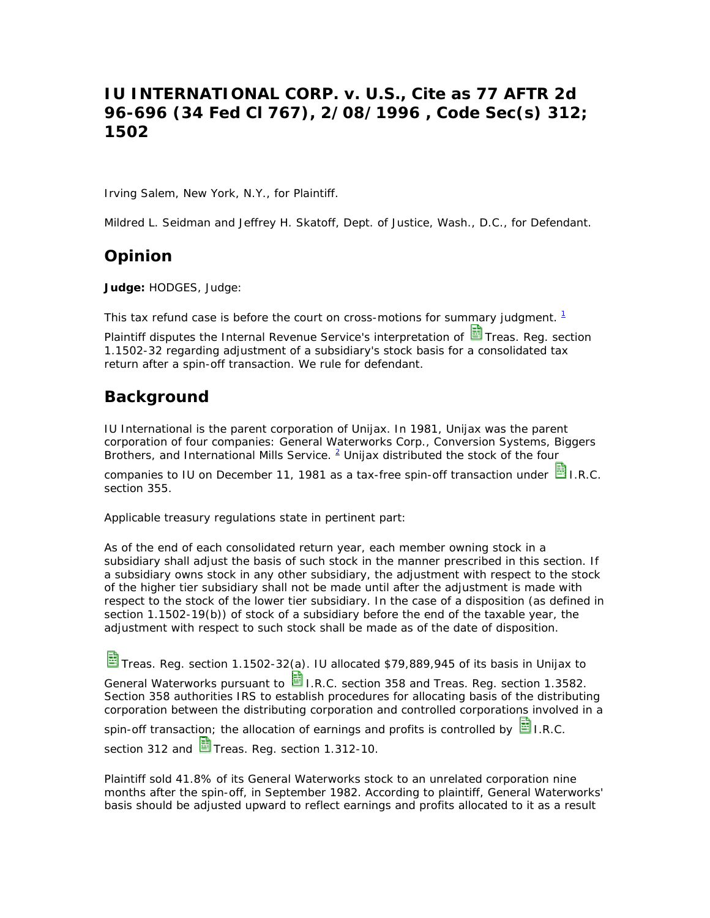# IU INTERNATIONAL CORP. v. U.S., Cite as 77 AFTR 2d 96-696 (34 Fed Cl 767), 2/08/1996 , Code Sec(s) 312; 1502

Irving Salem, New York, N.Y., for Plaintiff.

Mildred L. Seidman and Jeffrey H. Skatoff, Dept. of Justice, Wash., D.C., for Defendant.

## Opinion

**Judge:** HODGES, Judge:

This tax refund case is before the court on cross-motions for summary judgment. [1]

Plaintiff disputes the Internal Revenue Service's interpretation of Treas. Reg. section 1.1502-32 regarding adjustment of a subsidiary's stock basis for a consolidated tax return after a spin-off transaction. We rule for defendant.

## Background

IU International is the parent corporation of Unijax. In 1981, Unijax was the parent corporation of four companies: General Waterworks Corp., Conversion Systems, Biggers Brothers, and International Mills Service. [2] Unijax distributed the stock of the four companies to IU on December 11, 1981 as a tax-free spin-off transaction under I.R.C. section 355.

Applicable treasury regulations state in pertinent part:

As of the end of each consolidated return year, each member owning stock in a subsidiary shall adjust the basis of such stock in the manner prescribed in this section. If a subsidiary owns stock in any other subsidiary, the adjustment with respect to the stock of the higher tier subsidiary shall not be made until after the adjustment is made with respect to the stock of the lower tier subsidiary. In the case of a disposition (as defined in section 1.1502-19(b)) of stock of a subsidiary before the end of the taxable year, the adjustment with respect to such stock shall be made as of the date of disposition.

Treas. Reg. section 1.1502-32(a). IU allocated $79,889,945 of its basis in Unijax to General Waterworks pursuant to I.R.C. section 358 and Treas. Reg. section 1.3582. Section 358 authorities IRS to establish procedures for allocating basis of the distributing corporation between the distributing corporation and controlled corporations involved in a spin-off transaction; the allocation of earnings and profits is controlled by I.R.C. section 312 and Treas. Reg. section 1.312-10.

Plaintiff sold 41.8% of its General Waterworks stock to an unrelated corporation nine months after the spin-off, in September 1982. According to plaintiff, General Waterworks' basis should be adjusted upward to reflect earnings and profits allocated to it as a result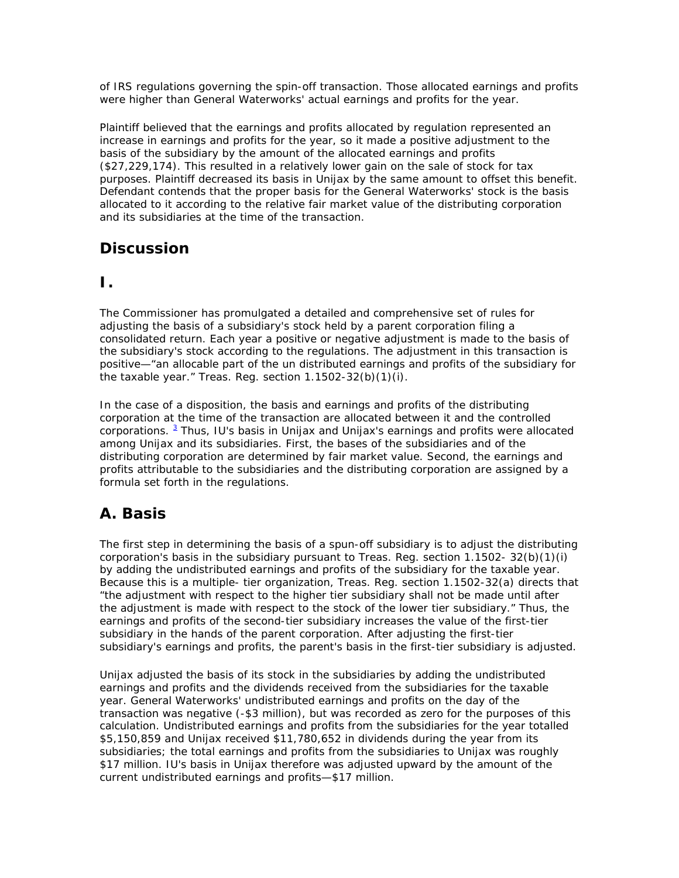of IRS regulations governing the spin-off transaction. Those allocated earnings and profits were higher than General Waterworks' actual earnings and profits for the year.

Plaintiff believed that the earnings and profits allocated by regulation represented an increase in earnings and profits for the year, so it made a positive adjustment to the basis of the subsidiary by the amount of the allocated earnings and profits ($27,229,174). This resulted in a relatively lower gain on the sale of stock for tax purposes. Plaintiff decreased its basis in Unijax by the same amount to offset this benefit. Defendant contends that the proper basis for the General Waterworks' stock is the basis allocated to it according to the relative fair market value of the distributing corporation and its subsidiaries at the time of the transaction.

## Discussion

## I.

The Commissioner has promulgated a detailed and comprehensive set of rules for adjusting the basis of a subsidiary's stock held by a parent corporation filing a consolidated return. Each year a positive or negative adjustment is made to the basis of the subsidiary's stock according to the regulations. The adjustment in this transaction is positive—"an allocable part of the un distributed earnings and profits of the subsidiary for the taxable year." Treas. Reg. section 1.1502-32(b)(1)(i).

In the case of a disposition, the basis and earnings and profits of the distributing corporation at the time of the transaction are allocated between it and the controlled corporations. [3] Thus, IU's basis in Unijax and Unijax's earnings and profits were allocated among Unijax and its subsidiaries. First, the bases of the subsidiaries and of the distributing corporation are determined by fair market value. Second, the earnings and profits attributable to the subsidiaries and the distributing corporation are assigned by a formula set forth in the regulations.

## A. Basis

The first step in determining the basis of a spun-off subsidiary is to adjust the distributing corporation's basis in the subsidiary pursuant to Treas. Reg. section 1.1502- 32(b)(1)(i) by adding the undistributed earnings and profits of the subsidiary for the taxable year. Because this is a multiple- tier organization, Treas. Reg. section 1.1502-32(a) directs that "the adjustment with respect to the higher tier subsidiary shall not be made until after the adjustment is made with respect to the stock of the lower tier subsidiary." Thus, the earnings and profits of the second-tier subsidiary increases the value of the first-tier subsidiary in the hands of the parent corporation. After adjusting the first-tier subsidiary's earnings and profits, the parent's basis in the first-tier subsidiary is adjusted.

Unijax adjusted the basis of its stock in the subsidiaries by adding the undistributed earnings and profits and the dividends received from the subsidiaries for the taxable year. General Waterworks' undistributed earnings and profits on the day of the transaction was negative (-$3 million), but was recorded as zero for the purposes of this calculation. Undistributed earnings and profits from the subsidiaries for the year totalled $5,150,859 and Unijax received $11,780,652 in dividends during the year from its subsidiaries; the total earnings and profits from the subsidiaries to Unijax was roughly $17 million. IU's basis in Unijax therefore was adjusted upward by the amount of the current undistributed earnings and profits—$17 million.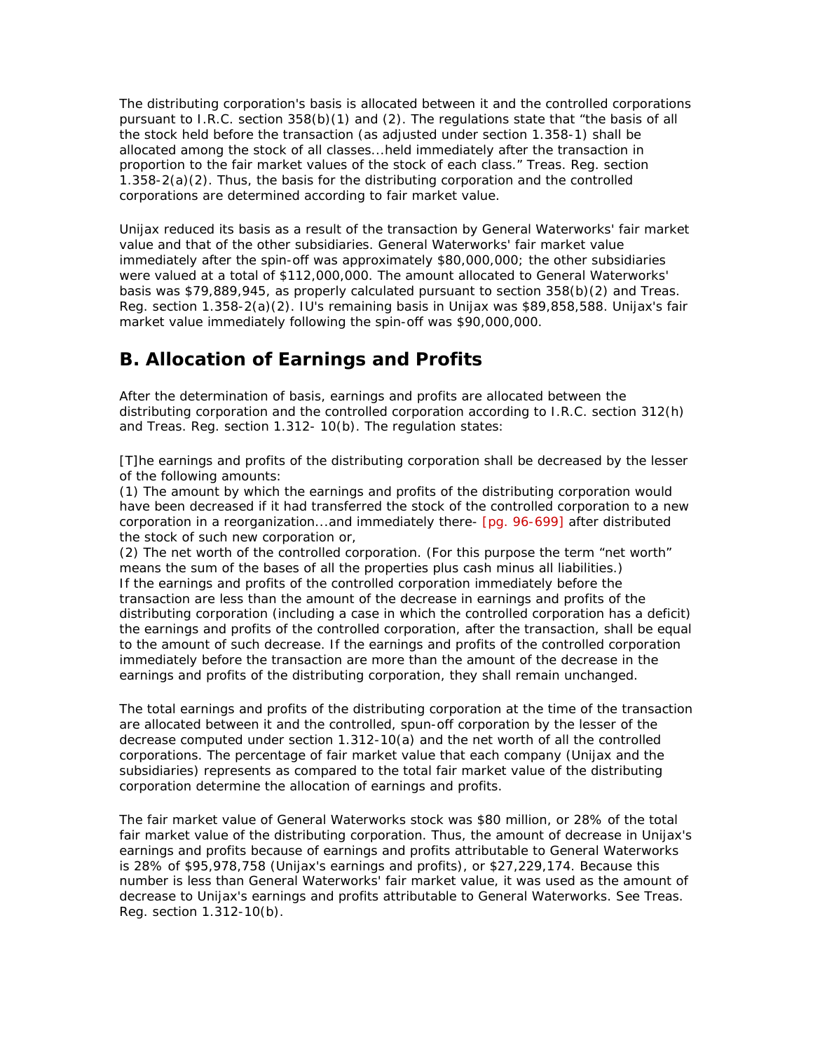The distributing corporation's basis is allocated between it and the controlled corporations pursuant to I.R.C. section 358(b)(1) and (2). The regulations state that "the basis of all the stock held before the transaction (as adjusted under section 1.358-1) shall be allocated among the stock of all classes...held immediately after the transaction in proportion to the fair market values of the stock of each class." Treas. Reg. section 1.358-2(a)(2). Thus, the basis for the distributing corporation and the controlled corporations are determined according to fair market value.

Unijax reduced its basis as a result of the transaction by General Waterworks' fair market value and that of the other subsidiaries. General Waterworks' fair market value immediately after the spin-off was approximately $80,000,000; the other subsidiaries were valued at a total of $112,000,000. The amount allocated to General Waterworks' basis was $79,889,945, as properly calculated pursuant to section 358(b)(2) and Treas. Reg. section 1.358-2(a)(2). IU's remaining basis in Unijax was $89,858,588. Unijax's fair market value immediately following the spin-off was $90,000,000.

## B. Allocation of Earnings and Profits

After the determination of basis, earnings and profits are allocated between the distributing corporation and the controlled corporation according to I.R.C. section 312(h) and Treas. Reg. section 1.312- 10(b). The regulation states:

[T]he earnings and profits of the distributing corporation shall be decreased by the lesser of the following amounts:
(1) The amount by which the earnings and profits of the distributing corporation would have been decreased if it had transferred the stock of the controlled corporation to a new corporation in a reorganization...and immediately there- [pg. 96-699] after distributed the stock of such new corporation or,
(2) The net worth of the controlled corporation. (For this purpose the term "net worth" means the sum of the bases of all the properties plus cash minus all liabilities.)
If the earnings and profits of the controlled corporation immediately before the transaction are less than the amount of the decrease in earnings and profits of the distributing corporation (including a case in which the controlled corporation has a deficit) the earnings and profits of the controlled corporation, after the transaction, shall be equal to the amount of such decrease. If the earnings and profits of the controlled corporation immediately before the transaction are more than the amount of the decrease in the earnings and profits of the distributing corporation, they shall remain unchanged.

The total earnings and profits of the distributing corporation at the time of the transaction are allocated between it and the controlled, spun-off corporation by the lesser of the decrease computed under section 1.312-10(a) and the net worth of all the controlled corporations. The percentage of fair market value that each company (Unijax and the subsidiaries) represents as compared to the total fair market value of the distributing corporation determine the allocation of earnings and profits.

The fair market value of General Waterworks stock was $80 million, or 28% of the total fair market value of the distributing corporation. Thus, the amount of decrease in Unijax's earnings and profits because of earnings and profits attributable to General Waterworks is 28% of $95,978,758 (Unijax's earnings and profits), or $27,229,174. Because this number is less than General Waterworks' fair market value, it was used as the amount of decrease to Unijax's earnings and profits attributable to General Waterworks. See Treas. Reg. section 1.312-10(b).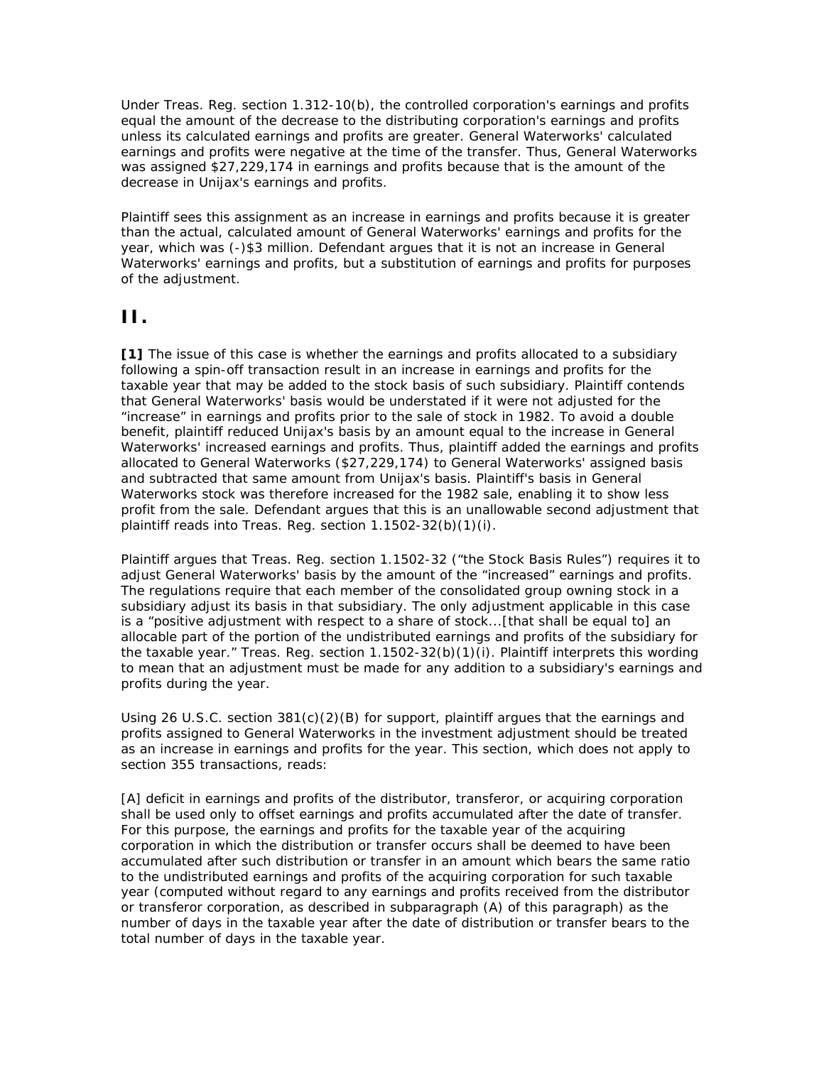Under Treas. Reg. section 1.312-10(b), the controlled corporation's earnings and profits equal the amount of the decrease to the distributing corporation's earnings and profits unless its calculated earnings and profits are greater. General Waterworks' calculated earnings and profits were negative at the time of the transfer. Thus, General Waterworks was assigned $27,229,174 in earnings and profits because that is the amount of the decrease in Unijax's earnings and profits.

Plaintiff sees this assignment as an increase in earnings and profits because it is greater than the actual, calculated amount of General Waterworks' earnings and profits for the year, which was (-)$3 million. Defendant argues that it is not an increase in General Waterworks' earnings and profits, but a substitution of earnings and profits for purposes of the adjustment.

## II.

**[1]** The issue of this case is whether the earnings and profits allocated to a subsidiary following a spin-off transaction result in an increase in earnings and profits for the taxable year that may be added to the stock basis of such subsidiary. Plaintiff contends that General Waterworks' basis would be understated if it were not adjusted for the "increase" in earnings and profits prior to the sale of stock in 1982. To avoid a double benefit, plaintiff reduced Unijax's basis by an amount equal to the increase in General Waterworks' increased earnings and profits. Thus, plaintiff added the earnings and profits allocated to General Waterworks ($27,229,174) to General Waterworks' assigned basis and subtracted that same amount from Unijax's basis. Plaintiff's basis in General Waterworks stock was therefore increased for the 1982 sale, enabling it to show less profit from the sale. Defendant argues that this is an unallowable second adjustment that plaintiff reads into Treas. Reg. section 1.1502-32(b)(1)(i).

Plaintiff argues that Treas. Reg. section 1.1502-32 ("the Stock Basis Rules") requires it to adjust General Waterworks' basis by the amount of the "increased" earnings and profits. The regulations require that each member of the consolidated group owning stock in a subsidiary adjust its basis in that subsidiary. The only adjustment applicable in this case is a "positive adjustment with respect to a share of stock...[that shall be equal to] an allocable part of the portion of the undistributed earnings and profits of the subsidiary for the taxable year." Treas. Reg. section 1.1502-32(b)(1)(i). Plaintiff interprets this wording to mean that an adjustment must be made for any addition to a subsidiary's earnings and profits during the year.

Using 26 U.S.C. section 381(c)(2)(B) for support, plaintiff argues that the earnings and profits assigned to General Waterworks in the investment adjustment should be treated as an increase in earnings and profits for the year. This section, which does not apply to section 355 transactions, reads:

[A] deficit in earnings and profits of the distributor, transferor, or acquiring corporation shall be used only to offset earnings and profits accumulated after the date of transfer. For this purpose, the earnings and profits for the taxable year of the acquiring corporation in which the distribution or transfer occurs shall be deemed to have been accumulated after such distribution or transfer in an amount which bears the same ratio to the undistributed earnings and profits of the acquiring corporation for such taxable year (computed without regard to any earnings and profits received from the distributor or transferor corporation, as described in subparagraph (A) of this paragraph) as the number of days in the taxable year after the date of distribution or transfer bears to the total number of days in the taxable year.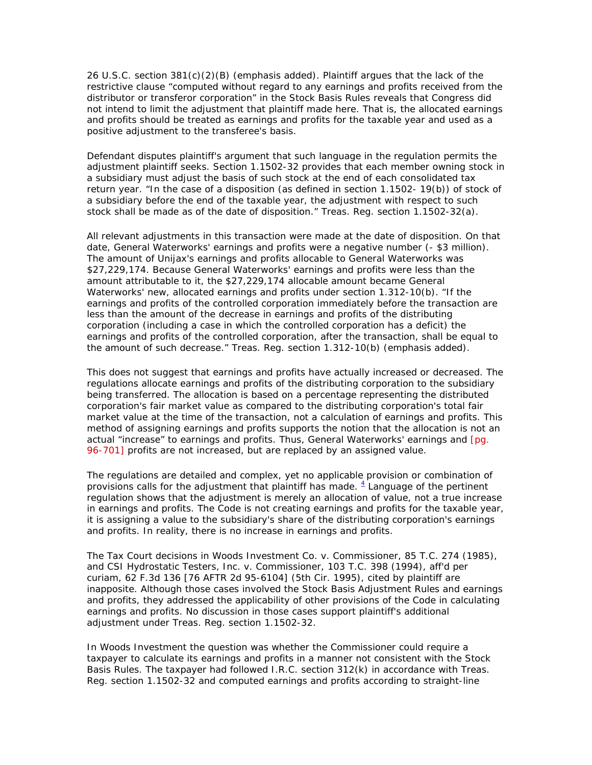26 U.S.C. section 381(c)(2)(B) (emphasis added). Plaintiff argues that the lack of the restrictive clause "computed without regard to any earnings and profits received from the distributor or transferor corporation" in the Stock Basis Rules reveals that Congress did not intend to limit the adjustment that plaintiff made here. That is, the allocated earnings and profits should be treated as earnings and profits for the taxable year and used as a positive adjustment to the transferee's basis.

Defendant disputes plaintiff's argument that such language in the regulation permits the adjustment plaintiff seeks. Section 1.1502-32 provides that each member owning stock in a subsidiary must adjust the basis of such stock at the end of each consolidated tax return year. "In the case of a disposition (as defined in section 1.1502- 19(b)) of stock of a subsidiary before the end of the taxable year, the adjustment with respect to such stock shall be made as of the date of disposition." Treas. Reg. section 1.1502-32(a).

All relevant adjustments in this transaction were made at the date of disposition. On that date, General Waterworks' earnings and profits were a negative number (- $3 million). The amount of Unijax's earnings and profits allocable to General Waterworks was $27,229,174. Because General Waterworks' earnings and profits were less than the amount attributable to it, the $27,229,174 allocable amount became General Waterworks' new, allocated earnings and profits under section 1.312-10(b). "If the earnings and profits of the controlled corporation immediately before the transaction are less than the amount of the decrease in earnings and profits of the distributing corporation (including a case in which the controlled corporation has a deficit) the earnings and profits of the controlled corporation, after the transaction, shall be equal to the amount of such decrease." Treas. Reg. section 1.312-10(b) (emphasis added).

This does not suggest that earnings and profits have actually increased or decreased. The regulations allocate earnings and profits of the distributing corporation to the subsidiary being transferred. The allocation is based on a percentage representing the distributed corporation's fair market value as compared to the distributing corporation's total fair market value at the time of the transaction, not a calculation of earnings and profits. This method of assigning earnings and profits supports the notion that the allocation is not an actual "increase" to earnings and profits. Thus, General Waterworks' earnings and [pg. 96-701] profits are not increased, but are replaced by an assigned value.

The regulations are detailed and complex, yet no applicable provision or combination of provisions calls for the adjustment that plaintiff has made. [4] Language of the pertinent regulation shows that the adjustment is merely an allocation of value, not a true increase in earnings and profits. The Code is not creating earnings and profits for the taxable year, it is assigning a value to the subsidiary's share of the distributing corporation's earnings and profits. In reality, there is no increase in earnings and profits.

The Tax Court decisions in Woods Investment Co. v. Commissioner, 85 T.C. 274 (1985), and CSI Hydrostatic Testers, Inc. v. Commissioner, 103 T.C. 398 (1994), aff'd per curiam, 62 F.3d 136 [76 AFTR 2d 95-6104] (5th Cir. 1995), cited by plaintiff are inapposite. Although those cases involved the Stock Basis Adjustment Rules and earnings and profits, they addressed the applicability of other provisions of the Code in calculating earnings and profits. No discussion in those cases support plaintiff's additional adjustment under Treas. Reg. section 1.1502-32.

In Woods Investment the question was whether the Commissioner could require a taxpayer to calculate its earnings and profits in a manner not consistent with the Stock Basis Rules. The taxpayer had followed I.R.C. section 312(k) in accordance with Treas. Reg. section 1.1502-32 and computed earnings and profits according to straight-line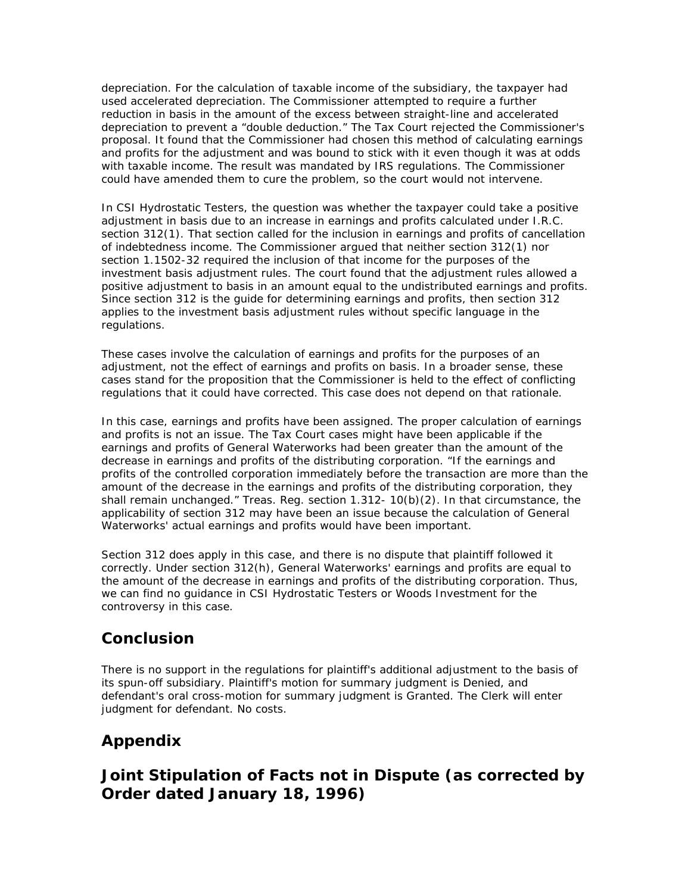depreciation. For the calculation of taxable income of the subsidiary, the taxpayer had used accelerated depreciation. The Commissioner attempted to require a further reduction in basis in the amount of the excess between straight-line and accelerated depreciation to prevent a "double deduction." The Tax Court rejected the Commissioner's proposal. It found that the Commissioner had chosen this method of calculating earnings and profits for the adjustment and was bound to stick with it even though it was at odds with taxable income. The result was mandated by IRS regulations. The Commissioner could have amended them to cure the problem, so the court would not intervene.

In CSI Hydrostatic Testers, the question was whether the taxpayer could take a positive adjustment in basis due to an increase in earnings and profits calculated under I.R.C. section 312(1). That section called for the inclusion in earnings and profits of cancellation of indebtedness income. The Commissioner argued that neither section 312(1) nor section 1.1502-32 required the inclusion of that income for the purposes of the investment basis adjustment rules. The court found that the adjustment rules allowed a positive adjustment to basis in an amount equal to the undistributed earnings and profits. Since section 312 is the guide for determining earnings and profits, then section 312 applies to the investment basis adjustment rules without specific language in the regulations.

These cases involve the calculation of earnings and profits for the purposes of an adjustment, not the effect of earnings and profits on basis. In a broader sense, these cases stand for the proposition that the Commissioner is held to the effect of conflicting regulations that it could have corrected. This case does not depend on that rationale.

In this case, earnings and profits have been assigned. The proper calculation of earnings and profits is not an issue. The Tax Court cases might have been applicable if the earnings and profits of General Waterworks had been greater than the amount of the decrease in earnings and profits of the distributing corporation. "If the earnings and profits of the controlled corporation immediately before the transaction are more than the amount of the decrease in the earnings and profits of the distributing corporation, they shall remain unchanged." Treas. Reg. section 1.312- 10(b)(2). In that circumstance, the applicability of section 312 may have been an issue because the calculation of General Waterworks' actual earnings and profits would have been important.

Section 312 does apply in this case, and there is no dispute that plaintiff followed it correctly. Under section 312(h), General Waterworks' earnings and profits are equal to the amount of the decrease in earnings and profits of the distributing corporation. Thus, we can find no guidance in CSI Hydrostatic Testers or Woods Investment for the controversy in this case.

## Conclusion

There is no support in the regulations for plaintiff's additional adjustment to the basis of its spun-off subsidiary. Plaintiff's motion for summary judgment is Denied, and defendant's oral cross-motion for summary judgment is Granted. The Clerk will enter judgment for defendant. No costs.

## Appendix

## Joint Stipulation of Facts not in Dispute (as corrected by Order dated January 18, 1996)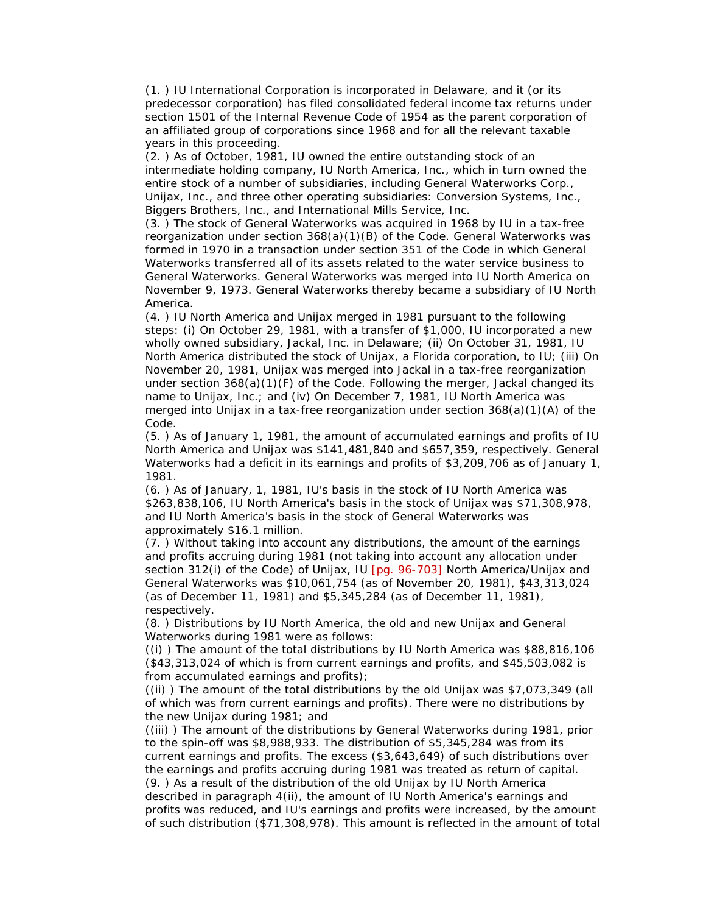(1. ) IU International Corporation is incorporated in Delaware, and it (or its predecessor corporation) has filed consolidated federal income tax returns under section 1501 of the Internal Revenue Code of 1954 as the parent corporation of an affiliated group of corporations since 1968 and for all the relevant taxable years in this proceeding.

(2. ) As of October, 1981, IU owned the entire outstanding stock of an intermediate holding company, IU North America, Inc., which in turn owned the entire stock of a number of subsidiaries, including General Waterworks Corp., Unijax, Inc., and three other operating subsidiaries: Conversion Systems, Inc., Biggers Brothers, Inc., and International Mills Service, Inc.

(3. ) The stock of General Waterworks was acquired in 1968 by IU in a tax-free reorganization under section 368(a)(1)(B) of the Code. General Waterworks was formed in 1970 in a transaction under section 351 of the Code in which General Waterworks transferred all of its assets related to the water service business to General Waterworks. General Waterworks was merged into IU North America on November 9, 1973. General Waterworks thereby became a subsidiary of IU North America.

(4. ) IU North America and Unijax merged in 1981 pursuant to the following steps: (i) On October 29, 1981, with a transfer of $1,000, IU incorporated a new wholly owned subsidiary, Jackal, Inc. in Delaware; (ii) On October 31, 1981, IU North America distributed the stock of Unijax, a Florida corporation, to IU; (iii) On November 20, 1981, Unijax was merged into Jackal in a tax-free reorganization under section 368(a)(1)(F) of the Code. Following the merger, Jackal changed its name to Unijax, Inc.; and (iv) On December 7, 1981, IU North America was merged into Unijax in a tax-free reorganization under section 368(a)(1)(A) of the Code.

(5. ) As of January 1, 1981, the amount of accumulated earnings and profits of IU North America and Unijax was $141,481,840 and $657,359, respectively. General Waterworks had a deficit in its earnings and profits of $3,209,706 as of January 1, 1981.

(6. ) As of January, 1, 1981, IU's basis in the stock of IU North America was $263,838,106, IU North America's basis in the stock of Unijax was $71,308,978, and IU North America's basis in the stock of General Waterworks was approximately $16.1 million.

(7. ) Without taking into account any distributions, the amount of the earnings and profits accruing during 1981 (not taking into account any allocation under section 312(i) of the Code) of Unijax, IU [pg. 96-703] North America/Unijax and General Waterworks was $10,061,754 (as of November 20, 1981), $43,313,024 (as of December 11, 1981) and $5,345,284 (as of December 11, 1981), respectively.

(8. ) Distributions by IU North America, the old and new Unijax and General Waterworks during 1981 were as follows:

((i) ) The amount of the total distributions by IU North America was $88,816,106 ($43,313,024 of which is from current earnings and profits, and $45,503,082 is from accumulated earnings and profits);

((ii) ) The amount of the total distributions by the old Unijax was $7,073,349 (all of which was from current earnings and profits). There were no distributions by the new Unijax during 1981; and

((iii) ) The amount of the distributions by General Waterworks during 1981, prior to the spin-off was $8,988,933. The distribution of $5,345,284 was from its current earnings and profits. The excess ($3,643,649) of such distributions over the earnings and profits accruing during 1981 was treated as return of capital.

(9. ) As a result of the distribution of the old Unijax by IU North America described in paragraph 4(ii), the amount of IU North America's earnings and profits was reduced, and IU's earnings and profits were increased, by the amount of such distribution ($71,308,978). This amount is reflected in the amount of total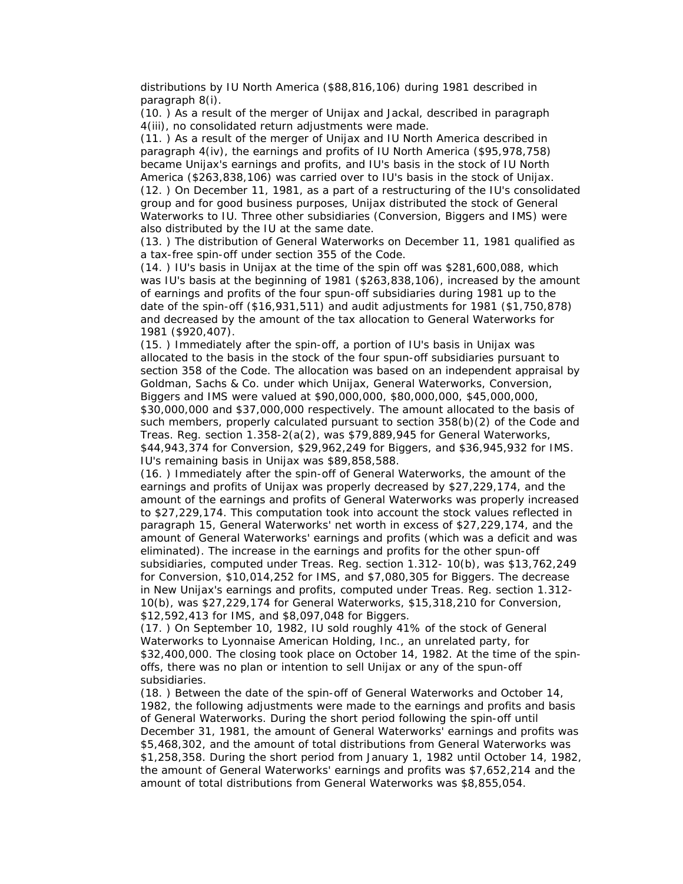distributions by IU North America ($88,816,106) during 1981 described in paragraph 8(i).

(10. ) As a result of the merger of Unijax and Jackal, described in paragraph 4(iii), no consolidated return adjustments were made.

(11. ) As a result of the merger of Unijax and IU North America described in paragraph 4(iv), the earnings and profits of IU North America ($95,978,758) became Unijax's earnings and profits, and IU's basis in the stock of IU North America ($263,838,106) was carried over to IU's basis in the stock of Unijax.

(12. ) On December 11, 1981, as a part of a restructuring of the IU's consolidated group and for good business purposes, Unijax distributed the stock of General Waterworks to IU. Three other subsidiaries (Conversion, Biggers and IMS) were also distributed by the IU at the same date.

(13. ) The distribution of General Waterworks on December 11, 1981 qualified as a tax-free spin-off under section 355 of the Code.

(14. ) IU's basis in Unijax at the time of the spin off was $281,600,088, which was IU's basis at the beginning of 1981 ($263,838,106), increased by the amount of earnings and profits of the four spun-off subsidiaries during 1981 up to the date of the spin-off ($16,931,511) and audit adjustments for 1981 ($1,750,878) and decreased by the amount of the tax allocation to General Waterworks for 1981 ($920,407).

(15. ) Immediately after the spin-off, a portion of IU's basis in Unijax was allocated to the basis in the stock of the four spun-off subsidiaries pursuant to section 358 of the Code. The allocation was based on an independent appraisal by Goldman, Sachs & Co. under which Unijax, General Waterworks, Conversion, Biggers and IMS were valued at $90,000,000, $80,000,000, $45,000,000, $30,000,000 and $37,000,000 respectively. The amount allocated to the basis of such members, properly calculated pursuant to section 358(b)(2) of the Code and Treas. Reg. section 1.358-2(a(2), was $79,889,945 for General Waterworks, $44,943,374 for Conversion, $29,962,249 for Biggers, and $36,945,932 for IMS. IU's remaining basis in Unijax was $89,858,588.

(16. ) Immediately after the spin-off of General Waterworks, the amount of the earnings and profits of Unijax was properly decreased by $27,229,174, and the amount of the earnings and profits of General Waterworks was properly increased to $27,229,174. This computation took into account the stock values reflected in paragraph 15, General Waterworks' net worth in excess of $27,229,174, and the amount of General Waterworks' earnings and profits (which was a deficit and was eliminated). The increase in the earnings and profits for the other spun-off subsidiaries, computed under Treas. Reg. section 1.312- 10(b), was $13,762,249 for Conversion, $10,014,252 for IMS, and $7,080,305 for Biggers. The decrease in New Unijax's earnings and profits, computed under Treas. Reg. section 1.312-10(b), was $27,229,174 for General Waterworks, $15,318,210 for Conversion, $12,592,413 for IMS, and $8,097,048 for Biggers.

(17. ) On September 10, 1982, IU sold roughly 41% of the stock of General Waterworks to Lyonnaise American Holding, Inc., an unrelated party, for $32,400,000. The closing took place on October 14, 1982. At the time of the spin-offs, there was no plan or intention to sell Unijax or any of the spun-off subsidiaries.

(18. ) Between the date of the spin-off of General Waterworks and October 14, 1982, the following adjustments were made to the earnings and profits and basis of General Waterworks. During the short period following the spin-off until December 31, 1981, the amount of General Waterworks' earnings and profits was $5,468,302, and the amount of total distributions from General Waterworks was $1,258,358. During the short period from January 1, 1982 until October 14, 1982, the amount of General Waterworks' earnings and profits was $7,652,214 and the amount of total distributions from General Waterworks was $8,855,054.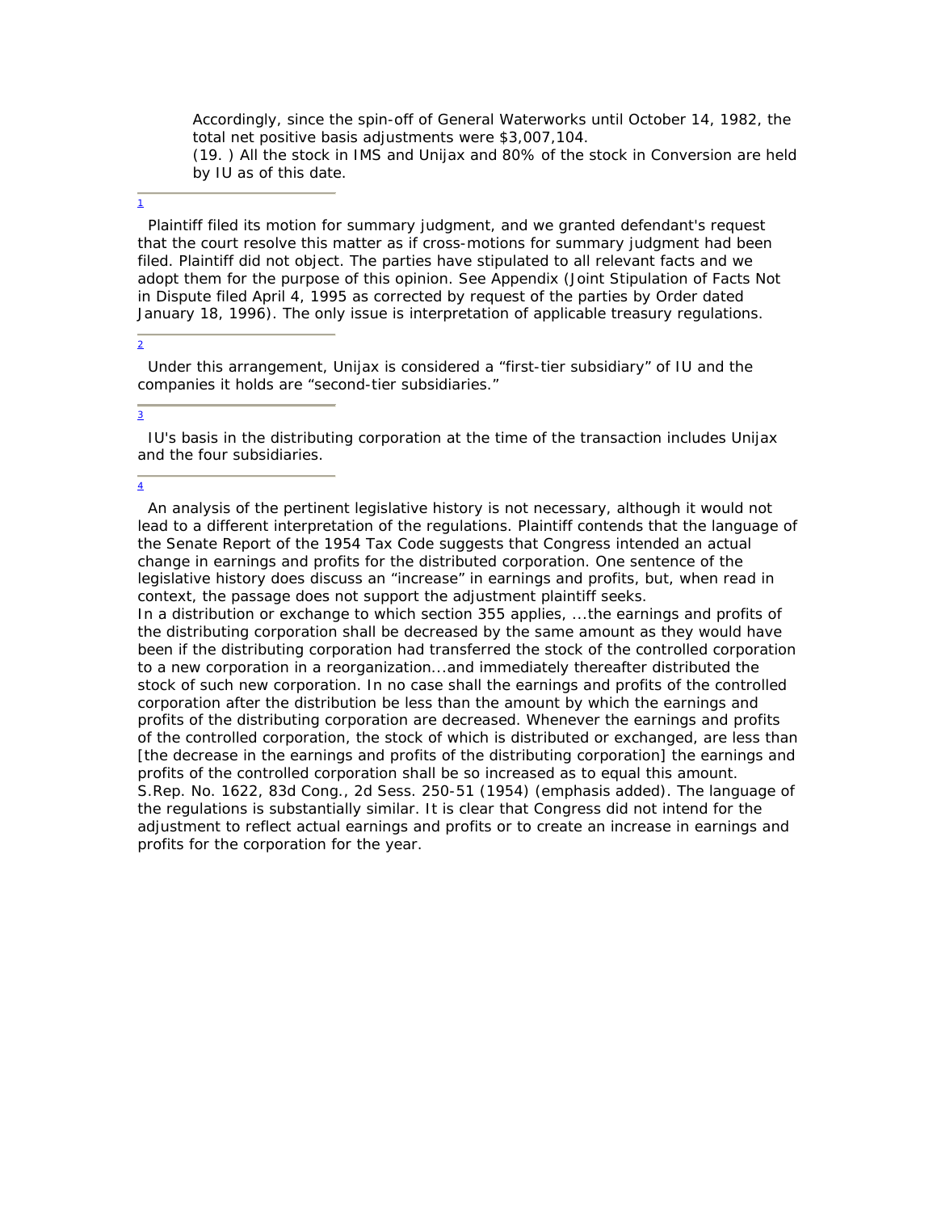Accordingly, since the spin-off of General Waterworks until October 14, 1982, the total net positive basis adjustments were $3,007,104.

(19. ) All the stock in IMS and Unijax and 80% of the stock in Conversion are held by IU as of this date.

---

1

Plaintiff filed its motion for summary judgment, and we granted defendant's request that the court resolve this matter as if cross-motions for summary judgment had been filed. Plaintiff did not object. The parties have stipulated to all relevant facts and we adopt them for the purpose of this opinion. See Appendix (Joint Stipulation of Facts Not in Dispute filed April 4, 1995 as corrected by request of the parties by Order dated January 18, 1996). The only issue is interpretation of applicable treasury regulations.

---

2

Under this arrangement, Unijax is considered a "first-tier subsidiary" of IU and the companies it holds are "second-tier subsidiaries."

---

3

IU's basis in the distributing corporation at the time of the transaction includes Unijax and the four subsidiaries.

---

4

An analysis of the pertinent legislative history is not necessary, although it would not lead to a different interpretation of the regulations. Plaintiff contends that the language of the Senate Report of the 1954 Tax Code suggests that Congress intended an actual change in earnings and profits for the distributed corporation. One sentence of the legislative history does discuss an "increase" in earnings and profits, but, when read in context, the passage does not support the adjustment plaintiff seeks.

In a distribution or exchange to which section 355 applies, ...the earnings and profits of the distributing corporation shall be decreased by the same amount as they would have been if the distributing corporation had transferred the stock of the controlled corporation to a new corporation in a reorganization...and immediately thereafter distributed the stock of such new corporation. In no case shall the earnings and profits of the controlled corporation after the distribution be less than the amount by which the earnings and profits of the distributing corporation are decreased. Whenever the earnings and profits of the controlled corporation, the stock of which is distributed or exchanged, are less than [the decrease in the earnings and profits of the distributing corporation] the earnings and profits of the controlled corporation shall be so increased as to equal this amount.

S.Rep. No. 1622, 83d Cong., 2d Sess. 250-51 (1954) (emphasis added). The language of the regulations is substantially similar. It is clear that Congress did not intend for the adjustment to reflect actual earnings and profits or to create an increase in earnings and profits for the corporation for the year.